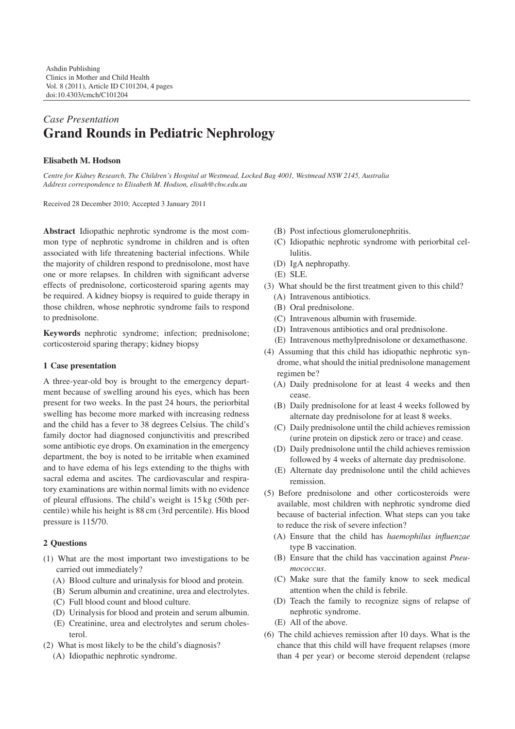Ashdin Publishing
Clinics in Mother and Child Health
Vol. 8 (2011), Article ID C101204, 4 pages
doi:10.4303/cmch/C101204

*Case Presentation*

# Grand Rounds in Pediatric Nephrology

**Elisabeth M. Hodson**

*Centre for Kidney Research, The Children's Hospital at Westmead, Locked Bag 4001, Westmead NSW 2145, Australia*
*Address correspondence to Elisabeth M. Hodson, elisah@chw.edu.au*

Received 28 December 2010; Accepted 3 January 2011

**Abstract** Idiopathic nephrotic syndrome is the most common type of nephrotic syndrome in children and is often associated with life threatening bacterial infections. While the majority of children respond to prednisolone, most have one or more relapses. In children with significant adverse effects of prednisolone, corticosteroid sparing agents may be required. A kidney biopsy is required to guide therapy in those children, whose nephrotic syndrome fails to respond to prednisolone.

**Keywords** nephrotic syndrome; infection; prednisolone; corticosteroid sparing therapy; kidney biopsy

## 1 Case presentation

A three-year-old boy is brought to the emergency department because of swelling around his eyes, which has been present for two weeks. In the past 24 hours, the periorbital swelling has become more marked with increasing redness and the child has a fever to 38 degrees Celsius. The child's family doctor had diagnosed conjunctivitis and prescribed some antibiotic eye drops. On examination in the emergency department, the boy is noted to be irritable when examined and to have edema of his legs extending to the thighs with sacral edema and ascites. The cardiovascular and respiratory examinations are within normal limits with no evidence of pleural effusions. The child's weight is 15 kg (50th percentile) while his height is 88 cm (3rd percentile). His blood pressure is 115/70.

## 2 Questions

(1) What are the most important two investigations to be carried out immediately?
- (A) Blood culture and urinalysis for blood and protein.
- (B) Serum albumin and creatinine, urea and electrolytes.
- (C) Full blood count and blood culture.
- (D) Urinalysis for blood and protein and serum albumin.
- (E) Creatinine, urea and electrolytes and serum cholesterol.

(2) What is most likely to be the child's diagnosis?
- (A) Idiopathic nephrotic syndrome.
- (B) Post infectious glomerulonephritis.
- (C) Idiopathic nephrotic syndrome with periorbital cellulitis.
- (D) IgA nephropathy.
- (E) SLE.

(3) What should be the first treatment given to this child?
- (A) Intravenous antibiotics.
- (B) Oral prednisolone.
- (C) Intravenous albumin with frusemide.
- (D) Intravenous antibiotics and oral prednisolone.
- (E) Intravenous methylprednisolone or dexamethasone.

(4) Assuming that this child has idiopathic nephrotic syndrome, what should the initial prednisolone management regimen be?
- (A) Daily prednisolone for at least 4 weeks and then cease.
- (B) Daily prednisolone for at least 4 weeks followed by alternate day prednisolone for at least 8 weeks.
- (C) Daily prednisolone until the child achieves remission (urine protein on dipstick zero or trace) and cease.
- (D) Daily prednisolone until the child achieves remission followed by 4 weeks of alternate day prednisolone.
- (E) Alternate day prednisolone until the child achieves remission.

(5) Before prednisolone and other corticosteroids were available, most children with nephrotic syndrome died because of bacterial infection. What steps can you take to reduce the risk of severe infection?
- (A) Ensure that the child has *haemophilus influenzae* type B vaccination.
- (B) Ensure that the child has vaccination against *Pneumococcus*.
- (C) Make sure that the family know to seek medical attention when the child is febrile.
- (D) Teach the family to recognize signs of relapse of nephrotic syndrome.
- (E) All of the above.

(6) The child achieves remission after 10 days. What is the chance that this child will have frequent relapses (more than 4 per year) or become steroid dependent (relapse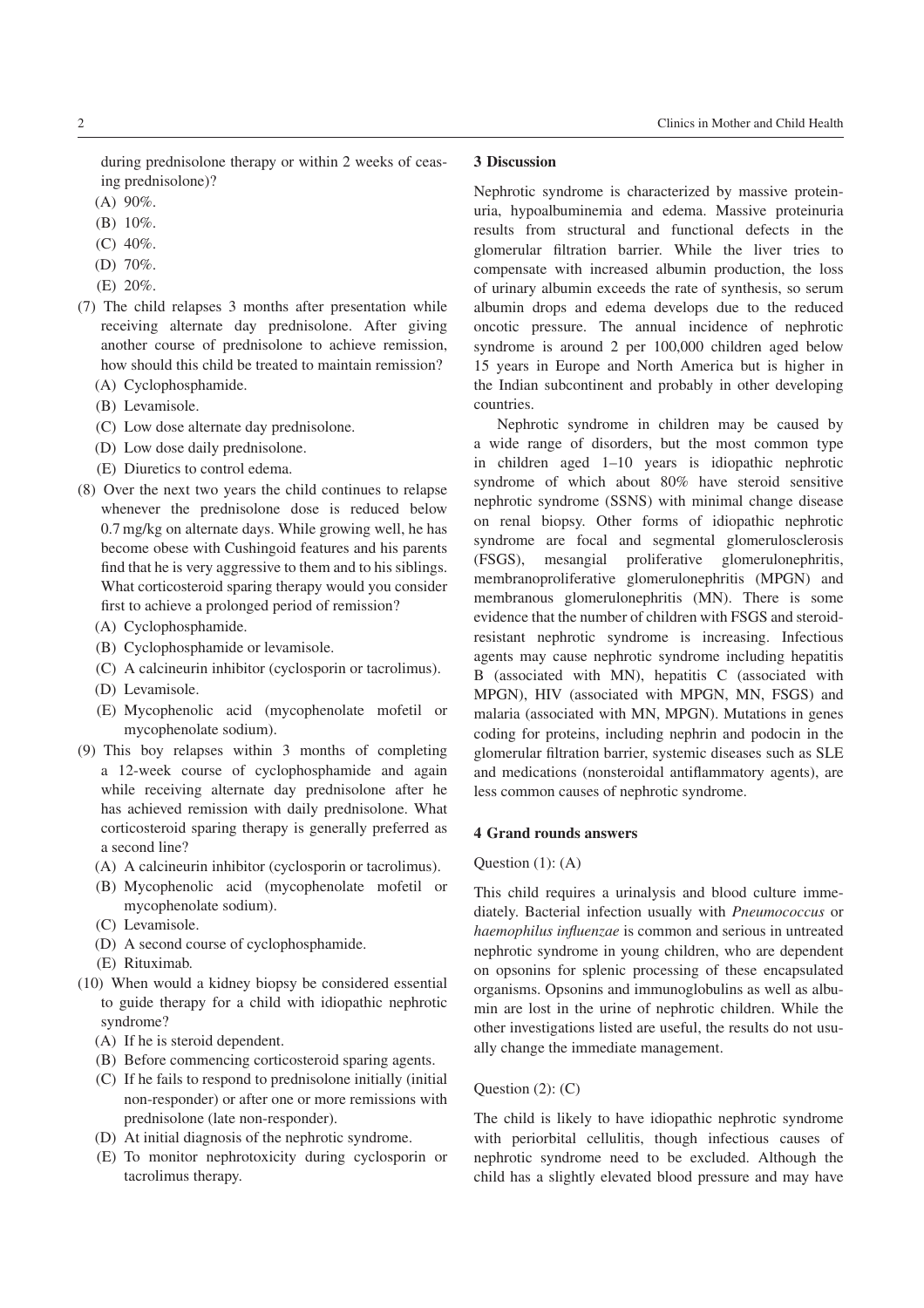during prednisolone therapy or within 2 weeks of ceasing prednisolone)?

(A) 90%.
(B) 10%.
(C) 40%.
(D) 70%.
(E) 20%.

(7) The child relapses 3 months after presentation while receiving alternate day prednisolone. After giving another course of prednisolone to achieve remission, how should this child be treated to maintain remission?

(A) Cyclophosphamide.
(B) Levamisole.
(C) Low dose alternate day prednisolone.
(D) Low dose daily prednisolone.
(E) Diuretics to control edema.

(8) Over the next two years the child continues to relapse whenever the prednisolone dose is reduced below 0.7 mg/kg on alternate days. While growing well, he has become obese with Cushingoid features and his parents find that he is very aggressive to them and to his siblings. What corticosteroid sparing therapy would you consider first to achieve a prolonged period of remission?

(A) Cyclophosphamide.
(B) Cyclophosphamide or levamisole.
(C) A calcineurin inhibitor (cyclosporin or tacrolimus).
(D) Levamisole.
(E) Mycophenolic acid (mycophenolate mofetil or mycophenolate sodium).

(9) This boy relapses within 3 months of completing a 12-week course of cyclophosphamide and again while receiving alternate day prednisolone after he has achieved remission with daily prednisolone. What corticosteroid sparing therapy is generally preferred as a second line?

(A) A calcineurin inhibitor (cyclosporin or tacrolimus).
(B) Mycophenolic acid (mycophenolate mofetil or mycophenolate sodium).
(C) Levamisole.
(D) A second course of cyclophosphamide.
(E) Rituximab.

(10) When would a kidney biopsy be considered essential to guide therapy for a child with idiopathic nephrotic syndrome?

(A) If he is steroid dependent.
(B) Before commencing corticosteroid sparing agents.
(C) If he fails to respond to prednisolone initially (initial non-responder) or after one or more remissions with prednisolone (late non-responder).
(D) At initial diagnosis of the nephrotic syndrome.
(E) To monitor nephrotoxicity during cyclosporin or tacrolimus therapy.

## 3 Discussion

Nephrotic syndrome is characterized by massive proteinuria, hypoalbuminemia and edema. Massive proteinuria results from structural and functional defects in the glomerular filtration barrier. While the liver tries to compensate with increased albumin production, the loss of urinary albumin exceeds the rate of synthesis, so serum albumin drops and edema develops due to the reduced oncotic pressure. The annual incidence of nephrotic syndrome is around 2 per 100,000 children aged below 15 years in Europe and North America but is higher in the Indian subcontinent and probably in other developing countries.

Nephrotic syndrome in children may be caused by a wide range of disorders, but the most common type in children aged 1–10 years is idiopathic nephrotic syndrome of which about 80% have steroid sensitive nephrotic syndrome (SSNS) with minimal change disease on renal biopsy. Other forms of idiopathic nephrotic syndrome are focal and segmental glomerulosclerosis (FSGS), mesangial proliferative glomerulonephritis, membranoproliferative glomerulonephritis (MPGN) and membranous glomerulonephritis (MN). There is some evidence that the number of children with FSGS and steroid-resistant nephrotic syndrome is increasing. Infectious agents may cause nephrotic syndrome including hepatitis B (associated with MN), hepatitis C (associated with MPGN), HIV (associated with MPGN, MN, FSGS) and malaria (associated with MN, MPGN). Mutations in genes coding for proteins, including nephrin and podocin in the glomerular filtration barrier, systemic diseases such as SLE and medications (nonsteroidal antiflammatory agents), are less common causes of nephrotic syndrome.

## 4 Grand rounds answers

Question (1): (A)

This child requires a urinalysis and blood culture immediately. Bacterial infection usually with *Pneumococcus* or *haemophilus influenzae* is common and serious in untreated nephrotic syndrome in young children, who are dependent on opsonins for splenic processing of these encapsulated organisms. Opsonins and immunoglobulins as well as albumin are lost in the urine of nephrotic children. While the other investigations listed are useful, the results do not usually change the immediate management.

Question (2): (C)

The child is likely to have idiopathic nephrotic syndrome with periorbital cellulitis, though infectious causes of nephrotic syndrome need to be excluded. Although the child has a slightly elevated blood pressure and may have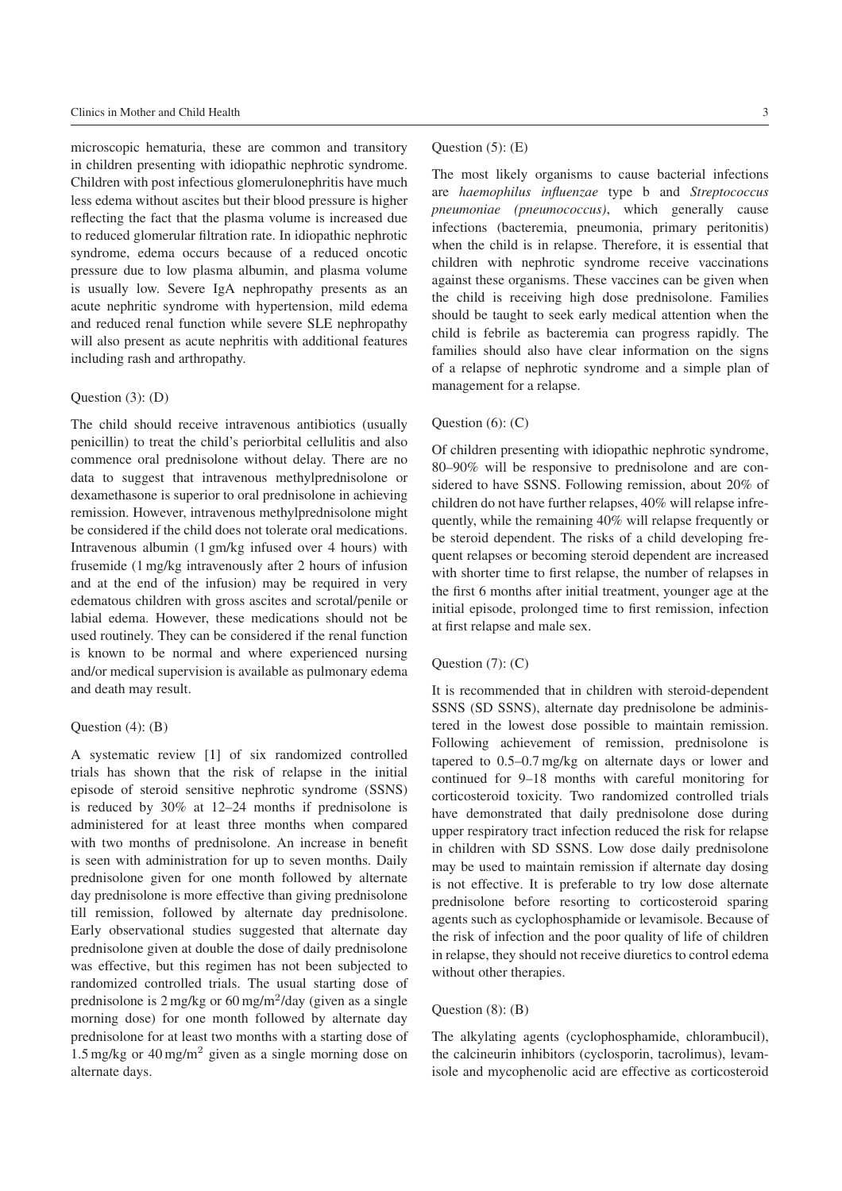microscopic hematuria, these are common and transitory in children presenting with idiopathic nephrotic syndrome. Children with post infectious glomerulonephritis have much less edema without ascites but their blood pressure is higher reflecting the fact that the plasma volume is increased due to reduced glomerular filtration rate. In idiopathic nephrotic syndrome, edema occurs because of a reduced oncotic pressure due to low plasma albumin, and plasma volume is usually low. Severe IgA nephropathy presents as an acute nephritic syndrome with hypertension, mild edema and reduced renal function while severe SLE nephropathy will also present as acute nephritis with additional features including rash and arthropathy.

Question (3): (D)

The child should receive intravenous antibiotics (usually penicillin) to treat the child's periorbital cellulitis and also commence oral prednisolone without delay. There are no data to suggest that intravenous methylprednisolone or dexamethasone is superior to oral prednisolone in achieving remission. However, intravenous methylprednisolone might be considered if the child does not tolerate oral medications. Intravenous albumin (1 gm/kg infused over 4 hours) with frusemide (1 mg/kg intravenously after 2 hours of infusion and at the end of the infusion) may be required in very edematous children with gross ascites and scrotal/penile or labial edema. However, these medications should not be used routinely. They can be considered if the renal function is known to be normal and where experienced nursing and/or medical supervision is available as pulmonary edema and death may result.

Question (4): (B)

A systematic review [1] of six randomized controlled trials has shown that the risk of relapse in the initial episode of steroid sensitive nephrotic syndrome (SSNS) is reduced by 30% at 12–24 months if prednisolone is administered for at least three months when compared with two months of prednisolone. An increase in benefit is seen with administration for up to seven months. Daily prednisolone given for one month followed by alternate day prednisolone is more effective than giving prednisolone till remission, followed by alternate day prednisolone. Early observational studies suggested that alternate day prednisolone given at double the dose of daily prednisolone was effective, but this regimen has not been subjected to randomized controlled trials. The usual starting dose of prednisolone is 2 mg/kg or 60 mg/m$^2$/day (given as a single morning dose) for one month followed by alternate day prednisolone for at least two months with a starting dose of 1.5 mg/kg or 40 mg/m$^2$ given as a single morning dose on alternate days.

Question (5): (E)

The most likely organisms to cause bacterial infections are *haemophilus influenzae* type b and *Streptococcus pneumoniae (pneumococcus)*, which generally cause infections (bacteremia, pneumonia, primary peritonitis) when the child is in relapse. Therefore, it is essential that children with nephrotic syndrome receive vaccinations against these organisms. These vaccines can be given when the child is receiving high dose prednisolone. Families should be taught to seek early medical attention when the child is febrile as bacteremia can progress rapidly. The families should also have clear information on the signs of a relapse of nephrotic syndrome and a simple plan of management for a relapse.

Question (6): (C)

Of children presenting with idiopathic nephrotic syndrome, 80–90% will be responsive to prednisolone and are considered to have SSNS. Following remission, about 20% of children do not have further relapses, 40% will relapse infrequently, while the remaining 40% will relapse frequently or be steroid dependent. The risks of a child developing frequent relapses or becoming steroid dependent are increased with shorter time to first relapse, the number of relapses in the first 6 months after initial treatment, younger age at the initial episode, prolonged time to first remission, infection at first relapse and male sex.

Question (7): (C)

It is recommended that in children with steroid-dependent SSNS (SD SSNS), alternate day prednisolone be administered in the lowest dose possible to maintain remission. Following achievement of remission, prednisolone is tapered to 0.5–0.7 mg/kg on alternate days or lower and continued for 9–18 months with careful monitoring for corticosteroid toxicity. Two randomized controlled trials have demonstrated that daily prednisolone dose during upper respiratory tract infection reduced the risk for relapse in children with SD SSNS. Low dose daily prednisolone may be used to maintain remission if alternate day dosing is not effective. It is preferable to try low dose alternate prednisolone before resorting to corticosteroid sparing agents such as cyclophosphamide or levamisole. Because of the risk of infection and the poor quality of life of children in relapse, they should not receive diuretics to control edema without other therapies.

Question (8): (B)

The alkylating agents (cyclophosphamide, chlorambucil), the calcineurin inhibitors (cyclosporin, tacrolimus), levamisole and mycophenolic acid are effective as corticosteroid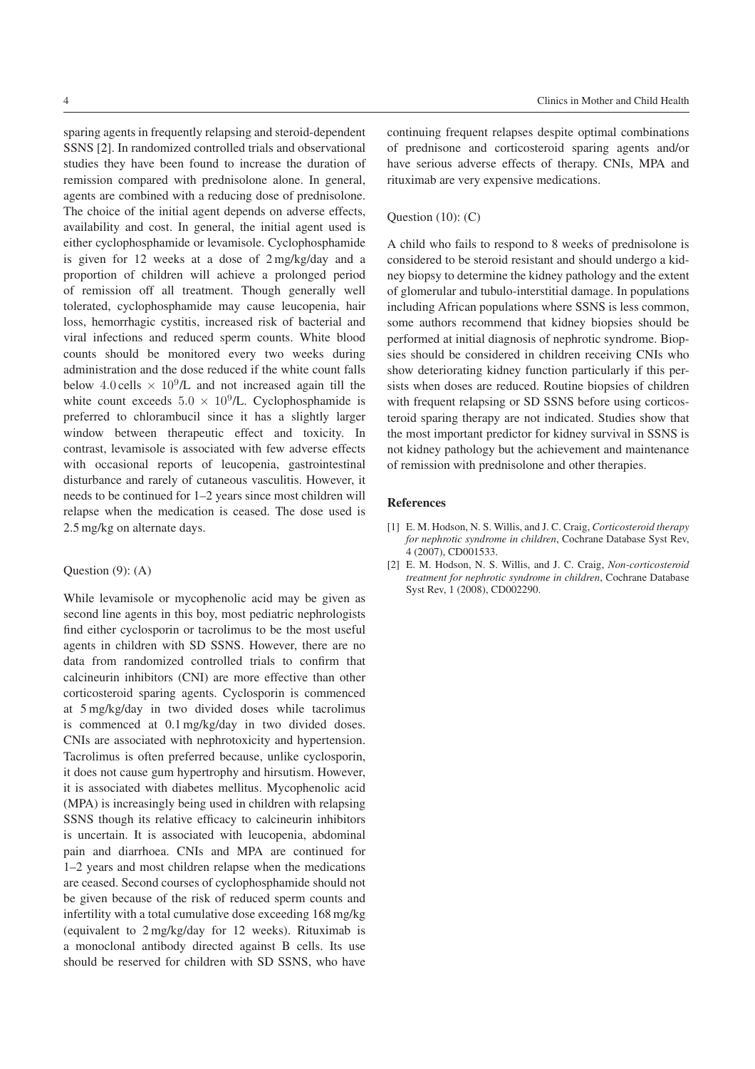sparing agents in frequently relapsing and steroid-dependent SSNS [2]. In randomized controlled trials and observational studies they have been found to increase the duration of remission compared with prednisolone alone. In general, agents are combined with a reducing dose of prednisolone. The choice of the initial agent depends on adverse effects, availability and cost. In general, the initial agent used is either cyclophosphamide or levamisole. Cyclophosphamide is given for 12 weeks at a dose of 2 mg/kg/day and a proportion of children will achieve a prolonged period of remission off all treatment. Though generally well tolerated, cyclophosphamide may cause leucopenia, hair loss, hemorrhagic cystitis, increased risk of bacterial and viral infections and reduced sperm counts. White blood counts should be monitored every two weeks during administration and the dose reduced if the white count falls below $4.0$ cells $\times$ $10^9$/L and not increased again till the white count exceeds $5.0 \times 10^9$/L. Cyclophosphamide is preferred to chlorambucil since it has a slightly larger window between therapeutic effect and toxicity. In contrast, levamisole is associated with few adverse effects with occasional reports of leucopenia, gastrointestinal disturbance and rarely of cutaneous vasculitis. However, it needs to be continued for 1–2 years since most children will relapse when the medication is ceased. The dose used is 2.5 mg/kg on alternate days.

Question (9): (A)

While levamisole or mycophenolic acid may be given as second line agents in this boy, most pediatric nephrologists find either cyclosporin or tacrolimus to be the most useful agents in children with SD SSNS. However, there are no data from randomized controlled trials to confirm that calcineurin inhibitors (CNI) are more effective than other corticosteroid sparing agents. Cyclosporin is commenced at 5 mg/kg/day in two divided doses while tacrolimus is commenced at 0.1 mg/kg/day in two divided doses. CNIs are associated with nephrotoxicity and hypertension. Tacrolimus is often preferred because, unlike cyclosporin, it does not cause gum hypertrophy and hirsutism. However, it is associated with diabetes mellitus. Mycophenolic acid (MPA) is increasingly being used in children with relapsing SSNS though its relative efficacy to calcineurin inhibitors is uncertain. It is associated with leucopenia, abdominal pain and diarrhoea. CNIs and MPA are continued for 1–2 years and most children relapse when the medications are ceased. Second courses of cyclophosphamide should not be given because of the risk of reduced sperm counts and infertility with a total cumulative dose exceeding 168 mg/kg (equivalent to 2 mg/kg/day for 12 weeks). Rituximab is a monoclonal antibody directed against B cells. Its use should be reserved for children with SD SSNS, who have continuing frequent relapses despite optimal combinations of prednisone and corticosteroid sparing agents and/or have serious adverse effects of therapy. CNIs, MPA and rituximab are very expensive medications.

Question (10): (C)

A child who fails to respond to 8 weeks of prednisolone is considered to be steroid resistant and should undergo a kidney biopsy to determine the kidney pathology and the extent of glomerular and tubulo-interstitial damage. In populations including African populations where SSNS is less common, some authors recommend that kidney biopsies should be performed at initial diagnosis of nephrotic syndrome. Biopsies should be considered in children receiving CNIs who show deteriorating kidney function particularly if this persists when doses are reduced. Routine biopsies of children with frequent relapsing or SD SSNS before using corticosteroid sparing therapy are not indicated. Studies show that the most important predictor for kidney survival in SSNS is not kidney pathology but the achievement and maintenance of remission with prednisolone and other therapies.

## References

[1] E. M. Hodson, N. S. Willis, and J. C. Craig, *Corticosteroid therapy for nephrotic syndrome in children*, Cochrane Database Syst Rev, 4 (2007), CD001533.

[2] E. M. Hodson, N. S. Willis, and J. C. Craig, *Non-corticosteroid treatment for nephrotic syndrome in children*, Cochrane Database Syst Rev, 1 (2008), CD002290.